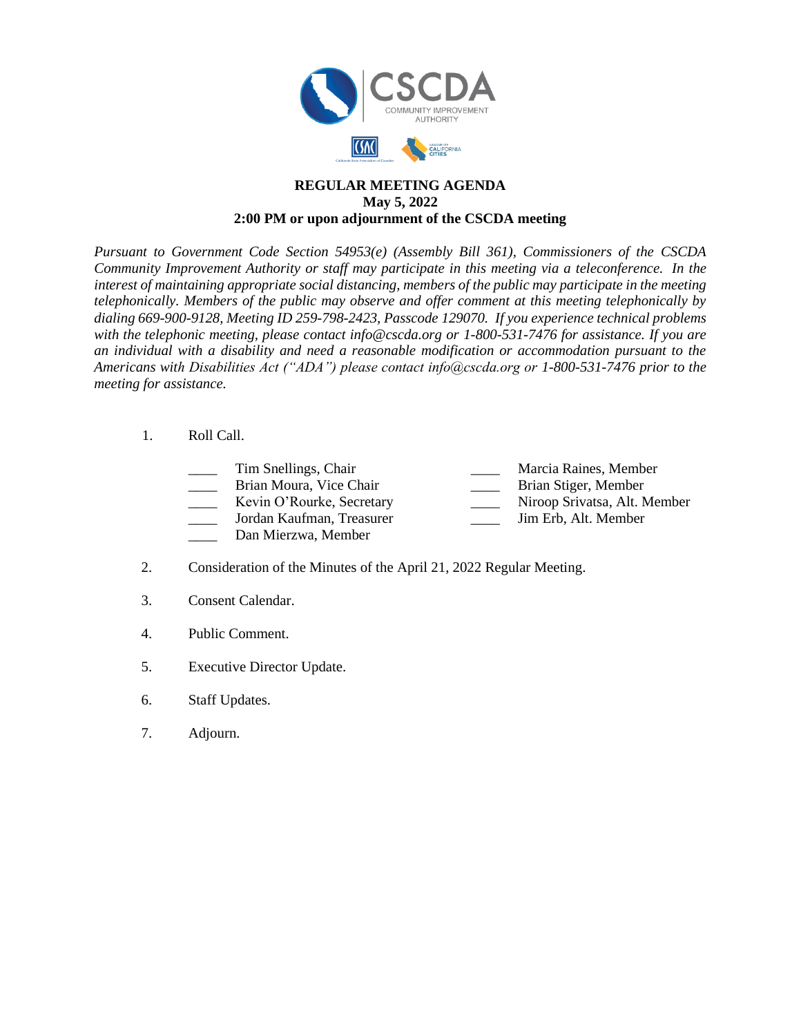CSCDA

COMMUNITY IMPROVEMENT AUTHORITY

**REGULAR MEETING AGENDA**
**May 5, 2022**
**2:00 PM or upon adjournment of the CSCDA meeting**

*Pursuant to Government Code Section 54953(e) (Assembly Bill 361), Commissioners of the CSCDA Community Improvement Authority or staff may participate in this meeting via a teleconference. In the interest of maintaining appropriate social distancing, members of the public may participate in the meeting telephonically. Members of the public may observe and offer comment at this meeting telephonically by dialing 669-900-9128, Meeting ID 259-798-2423, Passcode 129070. If you experience technical problems with the telephonic meeting, please contact info@cscda.org or 1-800-531-7476 for assistance. If you are an individual with a disability and need a reasonable modification or accommodation pursuant to the Americans with Disabilities Act ("ADA") please contact info@cscda.org or 1-800-531-7476 prior to the meeting for assistance.*

1. Roll Call.

   ____ Tim Snellings, Chair
   ____ Brian Moura, Vice Chair
   ____ Kevin O'Rourke, Secretary
   ____ Jordan Kaufman, Treasurer
   ____ Dan Mierzwa, Member
   ____ Marcia Raines, Member
   ____ Brian Stiger, Member
   ____ Niroop Srivatsa, Alt. Member
   ____ Jim Erb, Alt. Member

2. Consideration of the Minutes of the April 21, 2022 Regular Meeting.

3. Consent Calendar.

4. Public Comment.

5. Executive Director Update.

6. Staff Updates.

7. Adjourn.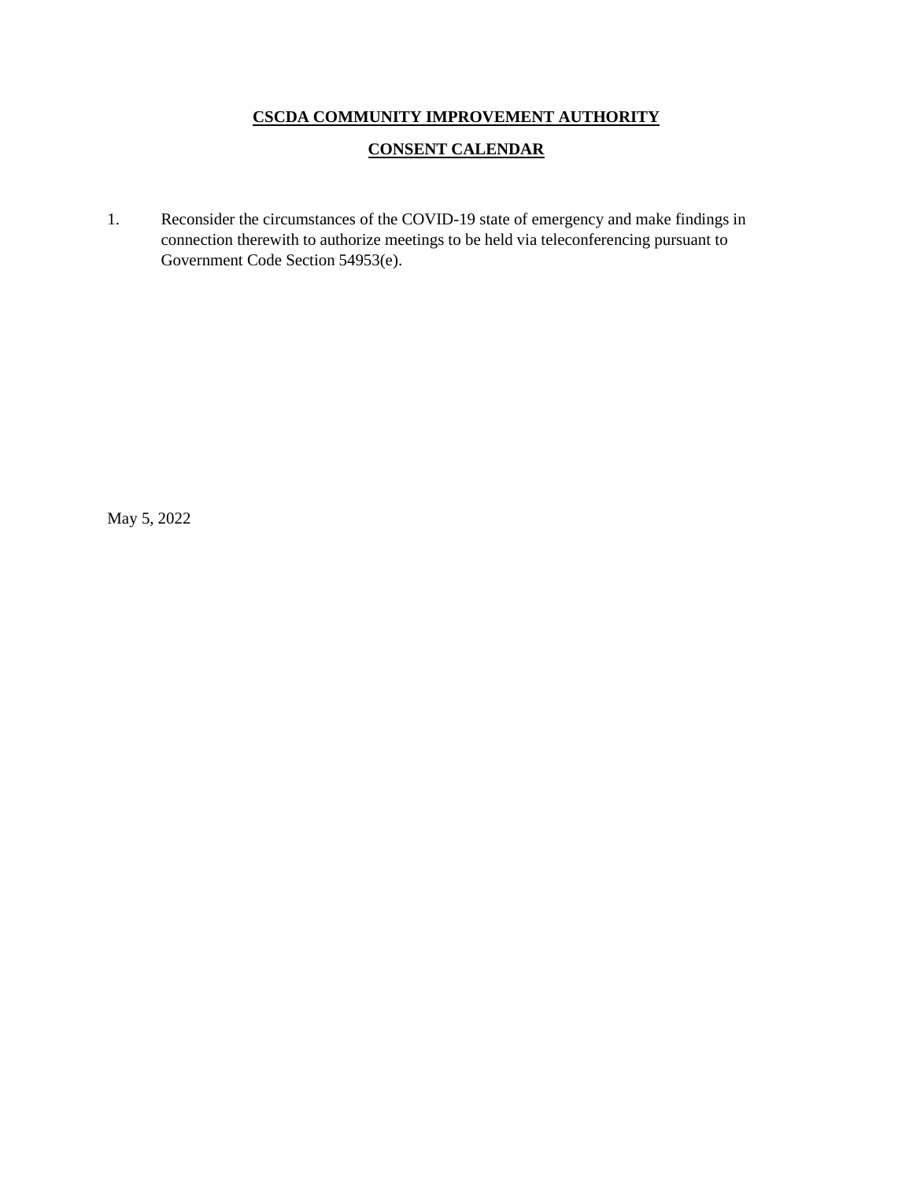**CSCDA COMMUNITY IMPROVEMENT AUTHORITY**

**CONSENT CALENDAR**

1. Reconsider the circumstances of the COVID-19 state of emergency and make findings in connection therewith to authorize meetings to be held via teleconferencing pursuant to Government Code Section 54953(e).

May 5, 2022